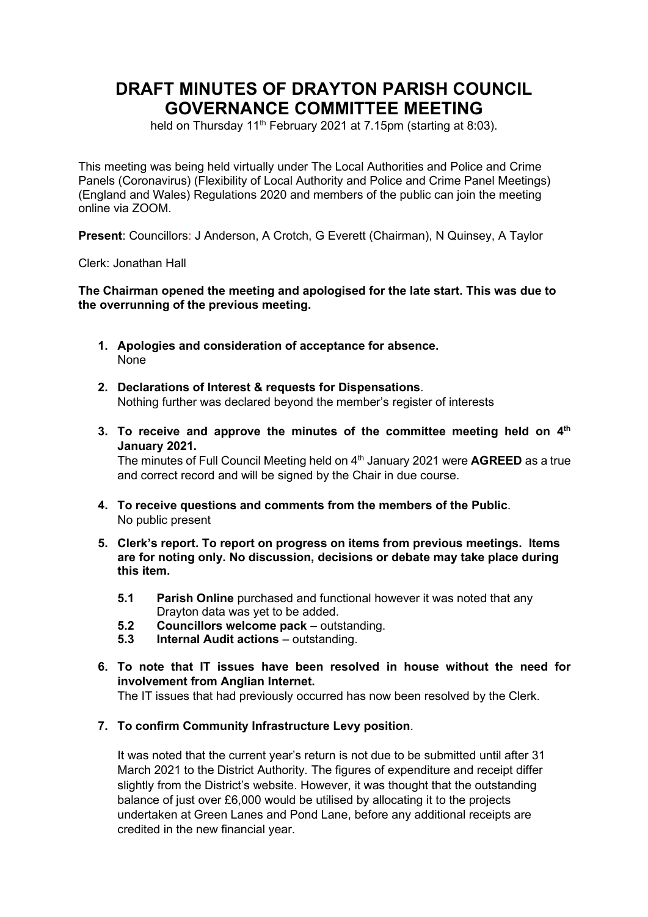# DRAFT MINUTES OF DRAYTON PARISH COUNCIL GOVERNANCE COMMITTEE MEETING

held on Thursday 11th February 2021 at 7.15pm (starting at 8:03).

This meeting was being held virtually under The Local Authorities and Police and Crime Panels (Coronavirus) (Flexibility of Local Authority and Police and Crime Panel Meetings) (England and Wales) Regulations 2020 and members of the public can join the meeting online via ZOOM.

**Present**: Councillors: J Anderson, A Crotch, G Everett (Chairman), N Quinsey, A Taylor

Clerk: Jonathan Hall

**The Chairman opened the meeting and apologised for the late start. This was due to the overrunning of the previous meeting.**

1. **Apologies and consideration of acceptance for absence.**
   None

2. **Declarations of Interest & requests for Dispensations**.
   Nothing further was declared beyond the member's register of interests

3. **To receive and approve the minutes of the committee meeting held on 4th January 2021.**
   The minutes of Full Council Meeting held on 4th January 2021 were **AGREED** as a true and correct record and will be signed by the Chair in due course.

4. **To receive questions and comments from the members of the Public**.
   No public present

5. **Clerk's report. To report on progress on items from previous meetings. Items are for noting only. No discussion, decisions or debate may take place during this item.**

   **5.1** **Parish Online** purchased and functional however it was noted that any Drayton data was yet to be added.
   **5.2** **Councillors welcome pack –** outstanding.
   **5.3** **Internal Audit actions** – outstanding.

6. **To note that IT issues have been resolved in house without the need for involvement from Anglian Internet.**
   The IT issues that had previously occurred has now been resolved by the Clerk.

7. **To confirm Community Infrastructure Levy position**.

   It was noted that the current year's return is not due to be submitted until after 31 March 2021 to the District Authority. The figures of expenditure and receipt differ slightly from the District's website. However, it was thought that the outstanding balance of just over £6,000 would be utilised by allocating it to the projects undertaken at Green Lanes and Pond Lane, before any additional receipts are credited in the new financial year.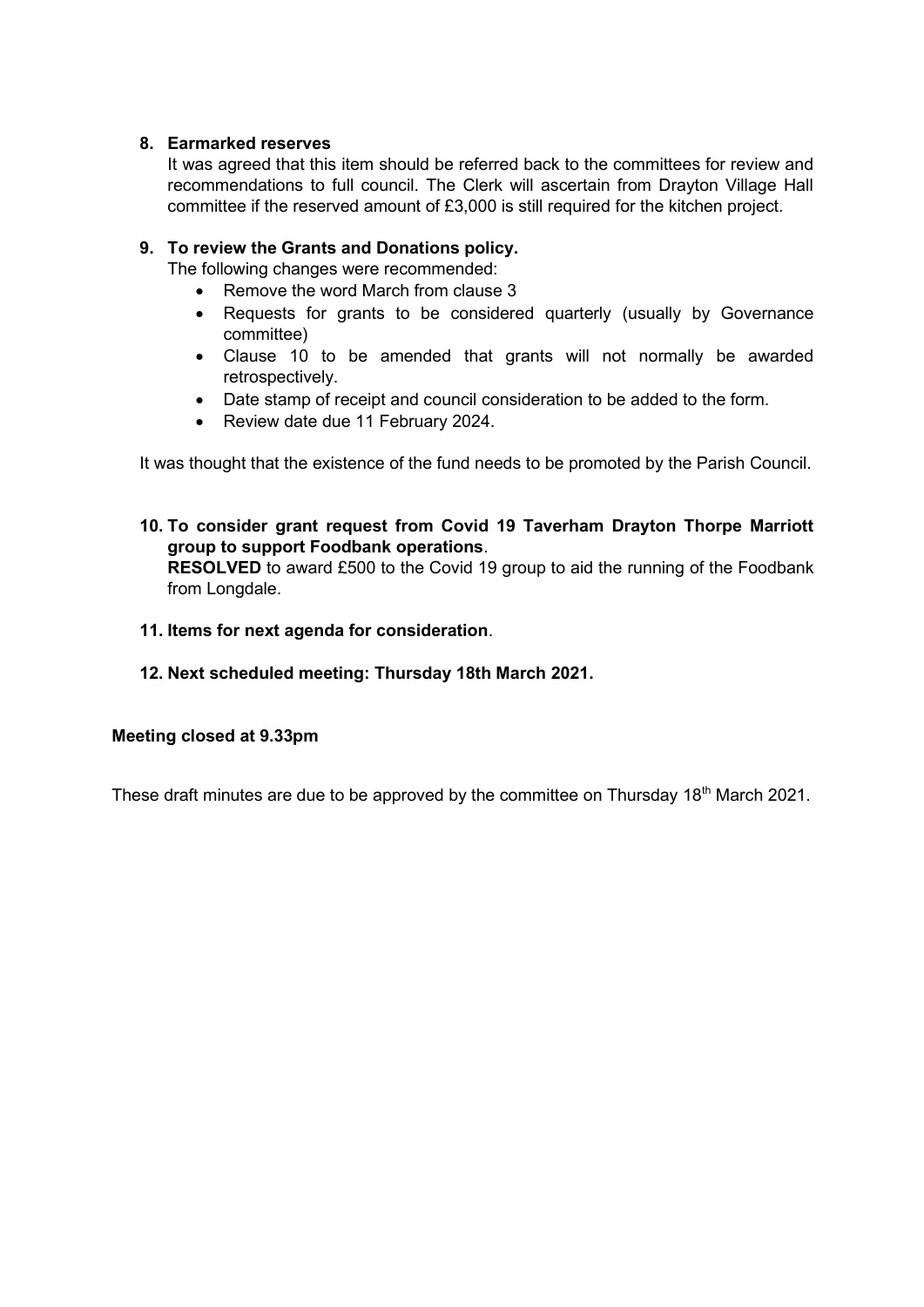**8. Earmarked reserves**

It was agreed that this item should be referred back to the committees for review and recommendations to full council. The Clerk will ascertain from Drayton Village Hall committee if the reserved amount of £3,000 is still required for the kitchen project.

**9. To review the Grants and Donations policy.**

The following changes were recommended:

- Remove the word March from clause 3
- Requests for grants to be considered quarterly (usually by Governance committee)
- Clause 10 to be amended that grants will not normally be awarded retrospectively.
- Date stamp of receipt and council consideration to be added to the form.
- Review date due 11 February 2024.

It was thought that the existence of the fund needs to be promoted by the Parish Council.

**10. To consider grant request from Covid 19 Taverham Drayton Thorpe Marriott group to support Foodbank operations**.

**RESOLVED** to award £500 to the Covid 19 group to aid the running of the Foodbank from Longdale.

**11. Items for next agenda for consideration**.

**12. Next scheduled meeting: Thursday 18th March 2021.**

**Meeting closed at 9.33pm**

These draft minutes are due to be approved by the committee on Thursday 18th March 2021.